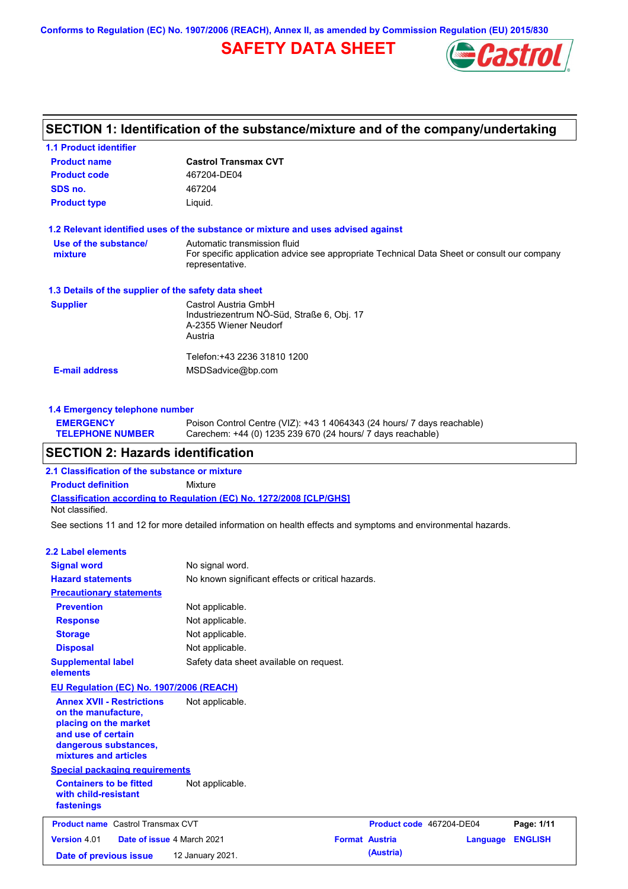Conforms to Regulation (EC) No. 1907/2006 (REACH), Annex II, as amended by Commission Regulation (EU) 2015/830

# SAFETY DATA SHEET

## SECTION 1: Identification of the substance/mixture and of the company/undertaking

### 1.1 Product identifier

| | |
|---|---|
| **Product name** | **Castrol Transmax CVT** |
| **Product code** | 467204-DE04 |
| **SDS no.** | 467204 |
| **Product type** | Liquid. |

### 1.2 Relevant identified uses of the substance or mixture and uses advised against

| | |
|---|---|
| **Use of the substance/ mixture** | Automatic transmission fluid<br>For specific application advice see appropriate Technical Data Sheet or consult our company representative. |

### 1.3 Details of the supplier of the safety data sheet

| | |
|---|---|
| **Supplier** | Castrol Austria GmbH<br>Industriezentrum NÖ-Süd, Straße 6, Obj. 17<br>A-2355 Wiener Neudorf<br>Austria<br><br>Telefon:+43 2236 31810 1200 |
| **E-mail address** | MSDSadvice@bp.com |

### 1.4 Emergency telephone number

| | |
|---|---|
| **EMERGENCY TELEPHONE NUMBER** | Poison Control Centre (VIZ): +43 1 4064343 (24 hours/ 7 days reachable)<br>Carechem: +44 (0) 1235 239 670 (24 hours/ 7 days reachable) |

## SECTION 2: Hazards identification

### 2.1 Classification of the substance or mixture

**Product definition** Mixture

**Classification according to Regulation (EC) No. 1272/2008 [CLP/GHS]**

Not classified.

See sections 11 and 12 for more detailed information on health effects and symptoms and environmental hazards.

### 2.2 Label elements

| | |
|---|---|
| **Signal word** | No signal word. |
| **Hazard statements** | No known significant effects or critical hazards. |

**Precautionary statements**

| | |
|---|---|
| **Prevention** | Not applicable. |
| **Response** | Not applicable. |
| **Storage** | Not applicable. |
| **Disposal** | Not applicable. |
| **Supplemental label elements** | Safety data sheet available on request. |

**EU Regulation (EC) No. 1907/2006 (REACH)**

| | |
|---|---|
| **Annex XVII - Restrictions on the manufacture, placing on the market and use of certain dangerous substances, mixtures and articles** | Not applicable. |

**Special packaging requirements**

| | |
|---|---|
| **Containers to be fitted with child-resistant fastenings** | Not applicable. |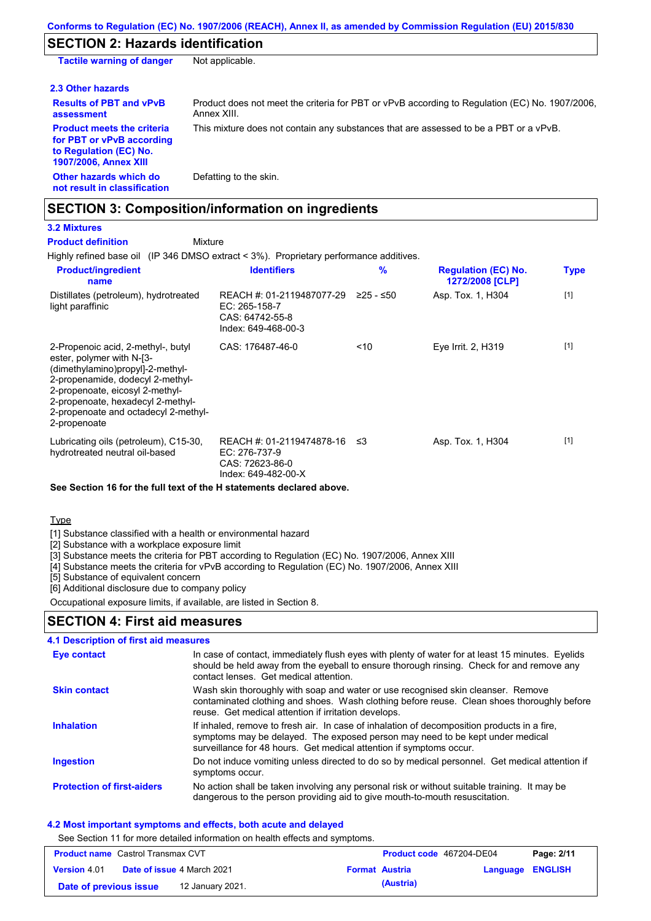## SECTION 2: Hazards identification

| | |
|---|---|
| **Tactile warning of danger** | Not applicable. |

### 2.3 Other hazards

| | |
|---|---|
| **Results of PBT and vPvB assessment** | Product does not meet the criteria for PBT or vPvB according to Regulation (EC) No. 1907/2006, Annex XIII. |
| **Product meets the criteria for PBT or vPvB according to Regulation (EC) No. 1907/2006, Annex XIII** | This mixture does not contain any substances that are assessed to be a PBT or a vPvB. |
| **Other hazards which do not result in classification** | Defatting to the skin. |

## SECTION 3: Composition/information on ingredients

### 3.2 Mixtures

**Product definition** Mixture

Highly refined base oil (IP 346 DMSO extract < 3%). Proprietary performance additives.

| Product/ingredient name | Identifiers | % | Regulation (EC) No. 1272/2008 [CLP] | Type |
|---|---|---|---|---|
| Distillates (petroleum), hydrotreated light paraffinic | REACH #: 01-2119487077-29<br>EC: 265-158-7<br>CAS: 64742-55-8<br>Index: 649-468-00-3 | ≥25 - ≤50 | Asp. Tox. 1, H304 | [1] |
| 2-Propenoic acid, 2-methyl-, butyl ester, polymer with N-[3-(dimethylamino)propyl]-2-methyl-2-propenamide, dodecyl 2-methyl-2-propenoate, eicosyl 2-methyl-2-propenoate, hexadecyl 2-methyl-2-propenoate and octadecyl 2-methyl-2-propenoate | CAS: 176487-46-0 | <10 | Eye Irrit. 2, H319 | [1] |
| Lubricating oils (petroleum), C15-30, hydrotreated neutral oil-based | REACH #: 01-2119474878-16<br>EC: 276-737-9<br>CAS: 72623-86-0<br>Index: 649-482-00-X | ≤3 | Asp. Tox. 1, H304 | [1] |

**See Section 16 for the full text of the H statements declared above.**

Type

[1] Substance classified with a health or environmental hazard
[2] Substance with a workplace exposure limit
[3] Substance meets the criteria for PBT according to Regulation (EC) No. 1907/2006, Annex XIII
[4] Substance meets the criteria for vPvB according to Regulation (EC) No. 1907/2006, Annex XIII
[5] Substance of equivalent concern
[6] Additional disclosure due to company policy

Occupational exposure limits, if available, are listed in Section 8.

## SECTION 4: First aid measures

### 4.1 Description of first aid measures

| | |
|---|---|
| **Eye contact** | In case of contact, immediately flush eyes with plenty of water for at least 15 minutes. Eyelids should be held away from the eyeball to ensure thorough rinsing. Check for and remove any contact lenses. Get medical attention. |
| **Skin contact** | Wash skin thoroughly with soap and water or use recognised skin cleanser. Remove contaminated clothing and shoes. Wash clothing before reuse. Clean shoes thoroughly before reuse. Get medical attention if irritation develops. |
| **Inhalation** | If inhaled, remove to fresh air. In case of inhalation of decomposition products in a fire, symptoms may be delayed. The exposed person may need to be kept under medical surveillance for 48 hours. Get medical attention if symptoms occur. |
| **Ingestion** | Do not induce vomiting unless directed to do so by medical personnel. Get medical attention if symptoms occur. |
| **Protection of first-aiders** | No action shall be taken involving any personal risk or without suitable training. It may be dangerous to the person providing aid to give mouth-to-mouth resuscitation. |

### 4.2 Most important symptoms and effects, both acute and delayed

See Section 11 for more detailed information on health effects and symptoms.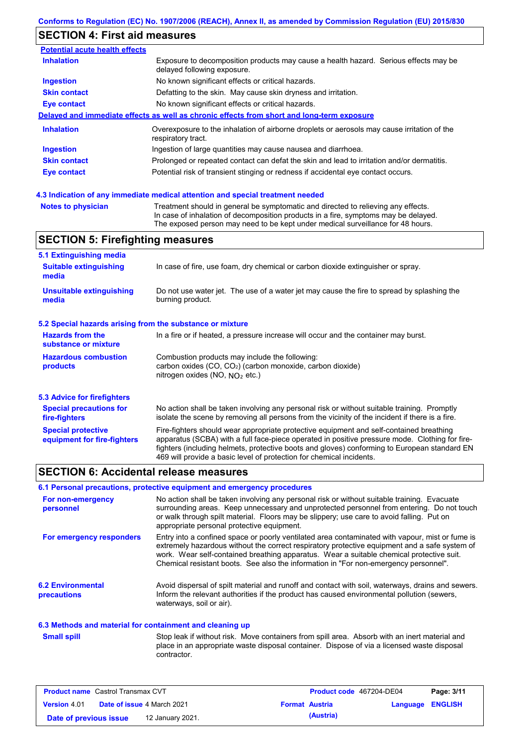## SECTION 4: First aid measures

**Potential acute health effects**

| | |
|---|---|
| **Inhalation** | Exposure to decomposition products may cause a health hazard. Serious effects may be delayed following exposure. |
| **Ingestion** | No known significant effects or critical hazards. |
| **Skin contact** | Defatting to the skin. May cause skin dryness and irritation. |
| **Eye contact** | No known significant effects or critical hazards. |

**Delayed and immediate effects as well as chronic effects from short and long-term exposure**

| | |
|---|---|
| **Inhalation** | Overexposure to the inhalation of airborne droplets or aerosols may cause irritation of the respiratory tract. |
| **Ingestion** | Ingestion of large quantities may cause nausea and diarrhoea. |
| **Skin contact** | Prolonged or repeated contact can defat the skin and lead to irritation and/or dermatitis. |
| **Eye contact** | Potential risk of transient stinging or redness if accidental eye contact occurs. |

### 4.3 Indication of any immediate medical attention and special treatment needed

**Notes to physician**: Treatment should in general be symptomatic and directed to relieving any effects. In case of inhalation of decomposition products in a fire, symptoms may be delayed. The exposed person may need to be kept under medical surveillance for 48 hours.

## SECTION 5: Firefighting measures

### 5.1 Extinguishing media

| | |
|---|---|
| **Suitable extinguishing media** | In case of fire, use foam, dry chemical or carbon dioxide extinguisher or spray. |
| **Unsuitable extinguishing media** | Do not use water jet. The use of a water jet may cause the fire to spread by splashing the burning product. |

### 5.2 Special hazards arising from the substance or mixture

| | |
|---|---|
| **Hazards from the substance or mixture** | In a fire or if heated, a pressure increase will occur and the container may burst. |
| **Hazardous combustion products** | Combustion products may include the following: carbon oxides (CO, $CO_2$) (carbon monoxide, carbon dioxide) nitrogen oxides (NO, $NO_2$ etc.) |

### 5.3 Advice for firefighters

| | |
|---|---|
| **Special precautions for fire-fighters** | No action shall be taken involving any personal risk or without suitable training. Promptly isolate the scene by removing all persons from the vicinity of the incident if there is a fire. |
| **Special protective equipment for fire-fighters** | Fire-fighters should wear appropriate protective equipment and self-contained breathing apparatus (SCBA) with a full face-piece operated in positive pressure mode. Clothing for fire-fighters (including helmets, protective boots and gloves) conforming to European standard EN 469 will provide a basic level of protection for chemical incidents. |

## SECTION 6: Accidental release measures

### 6.1 Personal precautions, protective equipment and emergency procedures

| | |
|---|---|
| **For non-emergency personnel** | No action shall be taken involving any personal risk or without suitable training. Evacuate surrounding areas. Keep unnecessary and unprotected personnel from entering. Do not touch or walk through spilt material. Floors may be slippery; use care to avoid falling. Put on appropriate personal protective equipment. |
| **For emergency responders** | Entry into a confined space or poorly ventilated area contaminated with vapour, mist or fume is extremely hazardous without the correct respiratory protective equipment and a safe system of work. Wear self-contained breathing apparatus. Wear a suitable chemical protective suit. Chemical resistant boots. See also the information in "For non-emergency personnel". |

**6.2 Environmental precautions**: Avoid dispersal of spilt material and runoff and contact with soil, waterways, drains and sewers. Inform the relevant authorities if the product has caused environmental pollution (sewers, waterways, soil or air).

### 6.3 Methods and material for containment and cleaning up

**Small spill**: Stop leak if without risk. Move containers from spill area. Absorb with an inert material and place in an appropriate waste disposal container. Dispose of via a licensed waste disposal contractor.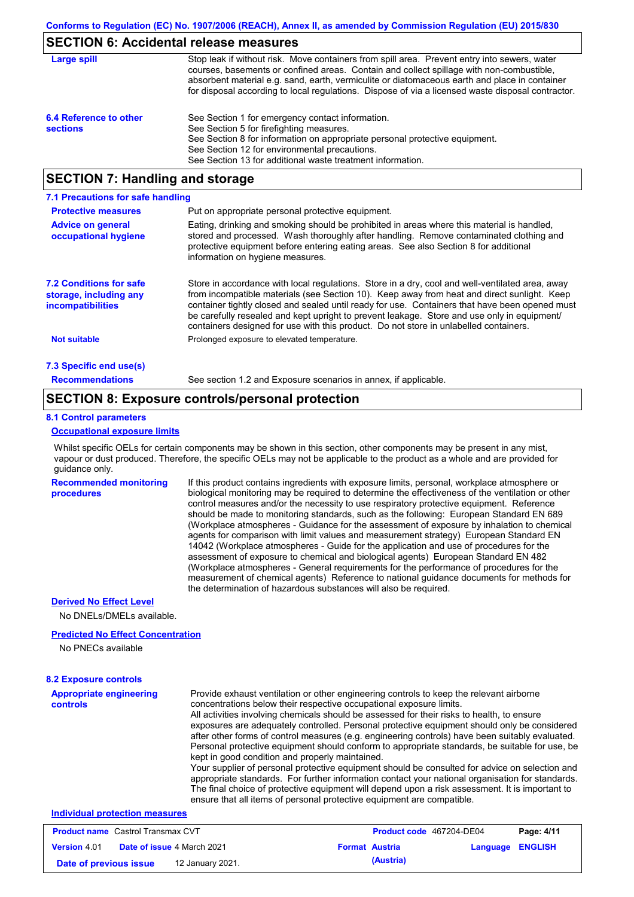## SECTION 6: Accidental release measures

**Large spill**

Stop leak if without risk. Move containers from spill area. Prevent entry into sewers, water courses, basements or confined areas. Contain and collect spillage with non-combustible, absorbent material e.g. sand, earth, vermiculite or diatomaceous earth and place in container for disposal according to local regulations. Dispose of via a licensed waste disposal contractor.

**6.4 Reference to other sections**

See Section 1 for emergency contact information.
See Section 5 for firefighting measures.
See Section 8 for information on appropriate personal protective equipment.
See Section 12 for environmental precautions.
See Section 13 for additional waste treatment information.

## SECTION 7: Handling and storage

### 7.1 Precautions for safe handling

**Protective measures**

Put on appropriate personal protective equipment.

**Advice on general occupational hygiene**

Eating, drinking and smoking should be prohibited in areas where this material is handled, stored and processed. Wash thoroughly after handling. Remove contaminated clothing and protective equipment before entering eating areas. See also Section 8 for additional information on hygiene measures.

### 7.2 Conditions for safe storage, including any incompatibilities

Store in accordance with local regulations. Store in a dry, cool and well-ventilated area, away from incompatible materials (see Section 10). Keep away from heat and direct sunlight. Keep container tightly closed and sealed until ready for use. Containers that have been opened must be carefully resealed and kept upright to prevent leakage. Store and use only in equipment/ containers designed for use with this product. Do not store in unlabelled containers.

**Not suitable**

Prolonged exposure to elevated temperature.

### 7.3 Specific end use(s)

**Recommendations**

See section 1.2 and Exposure scenarios in annex, if applicable.

## SECTION 8: Exposure controls/personal protection

### 8.1 Control parameters

**Occupational exposure limits**

Whilst specific OELs for certain components may be shown in this section, other components may be present in any mist, vapour or dust produced. Therefore, the specific OELs may not be applicable to the product as a whole and are provided for guidance only.

**Recommended monitoring procedures**

If this product contains ingredients with exposure limits, personal, workplace atmosphere or biological monitoring may be required to determine the effectiveness of the ventilation or other control measures and/or the necessity to use respiratory protective equipment. Reference should be made to monitoring standards, such as the following: European Standard EN 689 (Workplace atmospheres - Guidance for the assessment of exposure by inhalation to chemical agents for comparison with limit values and measurement strategy) European Standard EN 14042 (Workplace atmospheres - Guide for the application and use of procedures for the assessment of exposure to chemical and biological agents) European Standard EN 482 (Workplace atmospheres - General requirements for the performance of procedures for the measurement of chemical agents) Reference to national guidance documents for methods for the determination of hazardous substances will also be required.

**Derived No Effect Level**

No DNELs/DMELs available.

**Predicted No Effect Concentration**

No PNECs available

### 8.2 Exposure controls

**Appropriate engineering controls**

Provide exhaust ventilation or other engineering controls to keep the relevant airborne concentrations below their respective occupational exposure limits.
All activities involving chemicals should be assessed for their risks to health, to ensure exposures are adequately controlled. Personal protective equipment should only be considered after other forms of control measures (e.g. engineering controls) have been suitably evaluated. Personal protective equipment should conform to appropriate standards, be suitable for use, be kept in good condition and properly maintained.
Your supplier of personal protective equipment should be consulted for advice on selection and appropriate standards. For further information contact your national organisation for standards. The final choice of protective equipment will depend upon a risk assessment. It is important to ensure that all items of personal protective equipment are compatible.

**Individual protection measures**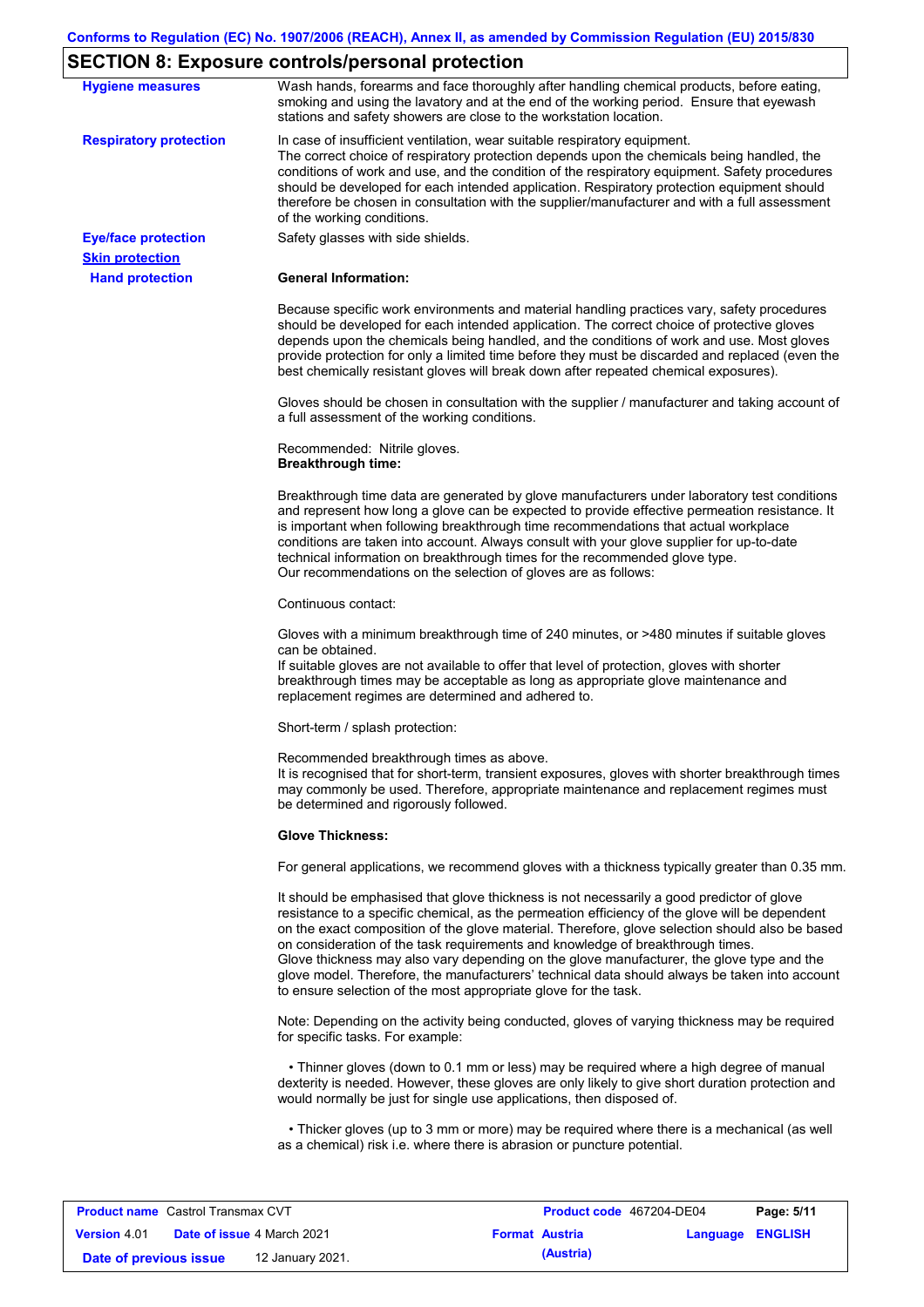## SECTION 8: Exposure controls/personal protection

**Hygiene measures**

Wash hands, forearms and face thoroughly after handling chemical products, before eating, smoking and using the lavatory and at the end of the working period. Ensure that eyewash stations and safety showers are close to the workstation location.

**Respiratory protection**

In case of insufficient ventilation, wear suitable respiratory equipment.
The correct choice of respiratory protection depends upon the chemicals being handled, the conditions of work and use, and the condition of the respiratory equipment. Safety procedures should be developed for each intended application. Respiratory protection equipment should therefore be chosen in consultation with the supplier/manufacturer and with a full assessment of the working conditions.

**Eye/face protection**

Safety glasses with side shields.

**Skin protection**

**Hand protection**

**General Information:**

Because specific work environments and material handling practices vary, safety procedures should be developed for each intended application. The correct choice of protective gloves depends upon the chemicals being handled, and the conditions of work and use. Most gloves provide protection for only a limited time before they must be discarded and replaced (even the best chemically resistant gloves will break down after repeated chemical exposures).

Gloves should be chosen in consultation with the supplier / manufacturer and taking account of a full assessment of the working conditions.

Recommended: Nitrile gloves.
**Breakthrough time:**

Breakthrough time data are generated by glove manufacturers under laboratory test conditions and represent how long a glove can be expected to provide effective permeation resistance. It is important when following breakthrough time recommendations that actual workplace conditions are taken into account. Always consult with your glove supplier for up-to-date technical information on breakthrough times for the recommended glove type.
Our recommendations on the selection of gloves are as follows:

Continuous contact:

Gloves with a minimum breakthrough time of 240 minutes, or >480 minutes if suitable gloves can be obtained.
If suitable gloves are not available to offer that level of protection, gloves with shorter breakthrough times may be acceptable as long as appropriate glove maintenance and replacement regimes are determined and adhered to.

Short-term / splash protection:

Recommended breakthrough times as above.
It is recognised that for short-term, transient exposures, gloves with shorter breakthrough times may commonly be used. Therefore, appropriate maintenance and replacement regimes must be determined and rigorously followed.

**Glove Thickness:**

For general applications, we recommend gloves with a thickness typically greater than 0.35 mm.

It should be emphasised that glove thickness is not necessarily a good predictor of glove resistance to a specific chemical, as the permeation efficiency of the glove will be dependent on the exact composition of the glove material. Therefore, glove selection should also be based on consideration of the task requirements and knowledge of breakthrough times.
Glove thickness may also vary depending on the glove manufacturer, the glove type and the glove model. Therefore, the manufacturers' technical data should always be taken into account to ensure selection of the most appropriate glove for the task.

Note: Depending on the activity being conducted, gloves of varying thickness may be required for specific tasks. For example:

- Thinner gloves (down to 0.1 mm or less) may be required where a high degree of manual dexterity is needed. However, these gloves are only likely to give short duration protection and would normally be just for single use applications, then disposed of.

- Thicker gloves (up to 3 mm or more) may be required where there is a mechanical (as well as a chemical) risk i.e. where there is abrasion or puncture potential.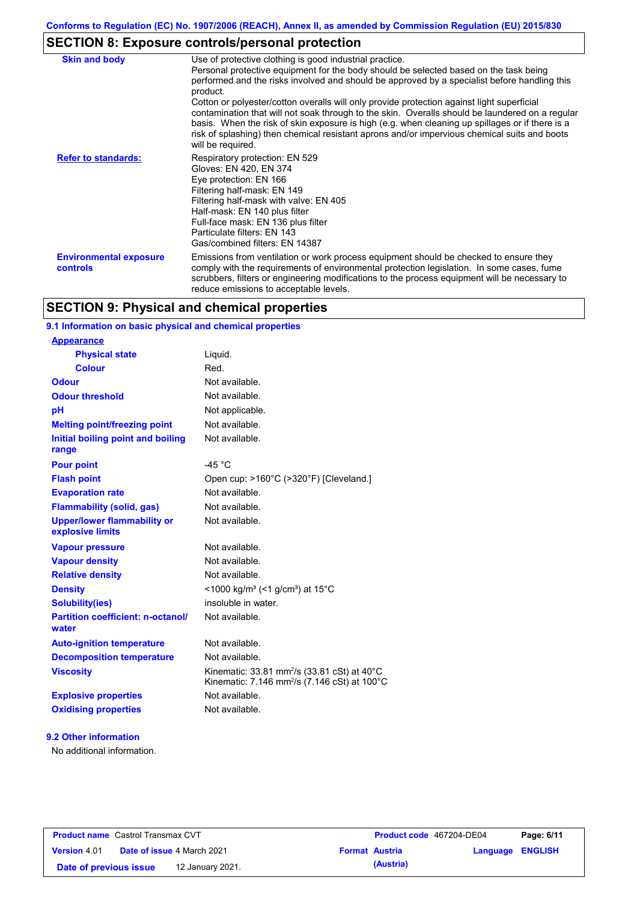## SECTION 8: Exposure controls/personal protection

| | |
|---|---|
| **Skin and body** | Use of protective clothing is good industrial practice. Personal protective equipment for the body should be selected based on the task being performed and the risks involved and should be approved by a specialist before handling this product. Cotton or polyester/cotton overalls will only provide protection against light superficial contamination that will not soak through to the skin. Overalls should be laundered on a regular basis. When the risk of skin exposure is high (e.g. when cleaning up spillages or if there is a risk of splashing) then chemical resistant aprons and/or impervious chemical suits and boots will be required. |
| **Refer to standards:** | Respiratory protection: EN 529<br>Gloves: EN 420, EN 374<br>Eye protection: EN 166<br>Filtering half-mask: EN 149<br>Filtering half-mask with valve: EN 405<br>Half-mask: EN 140 plus filter<br>Full-face mask: EN 136 plus filter<br>Particulate filters: EN 143<br>Gas/combined filters: EN 14387 |
| **Environmental exposure controls** | Emissions from ventilation or work process equipment should be checked to ensure they comply with the requirements of environmental protection legislation. In some cases, fume scrubbers, filters or engineering modifications to the process equipment will be necessary to reduce emissions to acceptable levels. |

## SECTION 9: Physical and chemical properties

### 9.1 Information on basic physical and chemical properties

| | |
|---|---|
| **Appearance** | |
| **Physical state** | Liquid. |
| **Colour** | Red. |
| **Odour** | Not available. |
| **Odour threshold** | Not available. |
| **pH** | Not applicable. |
| **Melting point/freezing point** | Not available. |
| **Initial boiling point and boiling range** | Not available. |
| **Pour point** | -45 °C |
| **Flash point** | Open cup: >160°C (>320°F) [Cleveland.] |
| **Evaporation rate** | Not available. |
| **Flammability (solid, gas)** | Not available. |
| **Upper/lower flammability or explosive limits** | Not available. |
| **Vapour pressure** | Not available. |
| **Vapour density** | Not available. |
| **Relative density** | Not available. |
| **Density** | <1000 kg/m³ (<1 g/cm³) at 15°C |
| **Solubility(ies)** | insoluble in water. |
| **Partition coefficient: n-octanol/water** | Not available. |
| **Auto-ignition temperature** | Not available. |
| **Decomposition temperature** | Not available. |
| **Viscosity** | Kinematic: 33.81 mm²/s (33.81 cSt) at 40°C<br>Kinematic: 7.146 mm²/s (7.146 cSt) at 100°C |
| **Explosive properties** | Not available. |
| **Oxidising properties** | Not available. |

### 9.2 Other information

No additional information.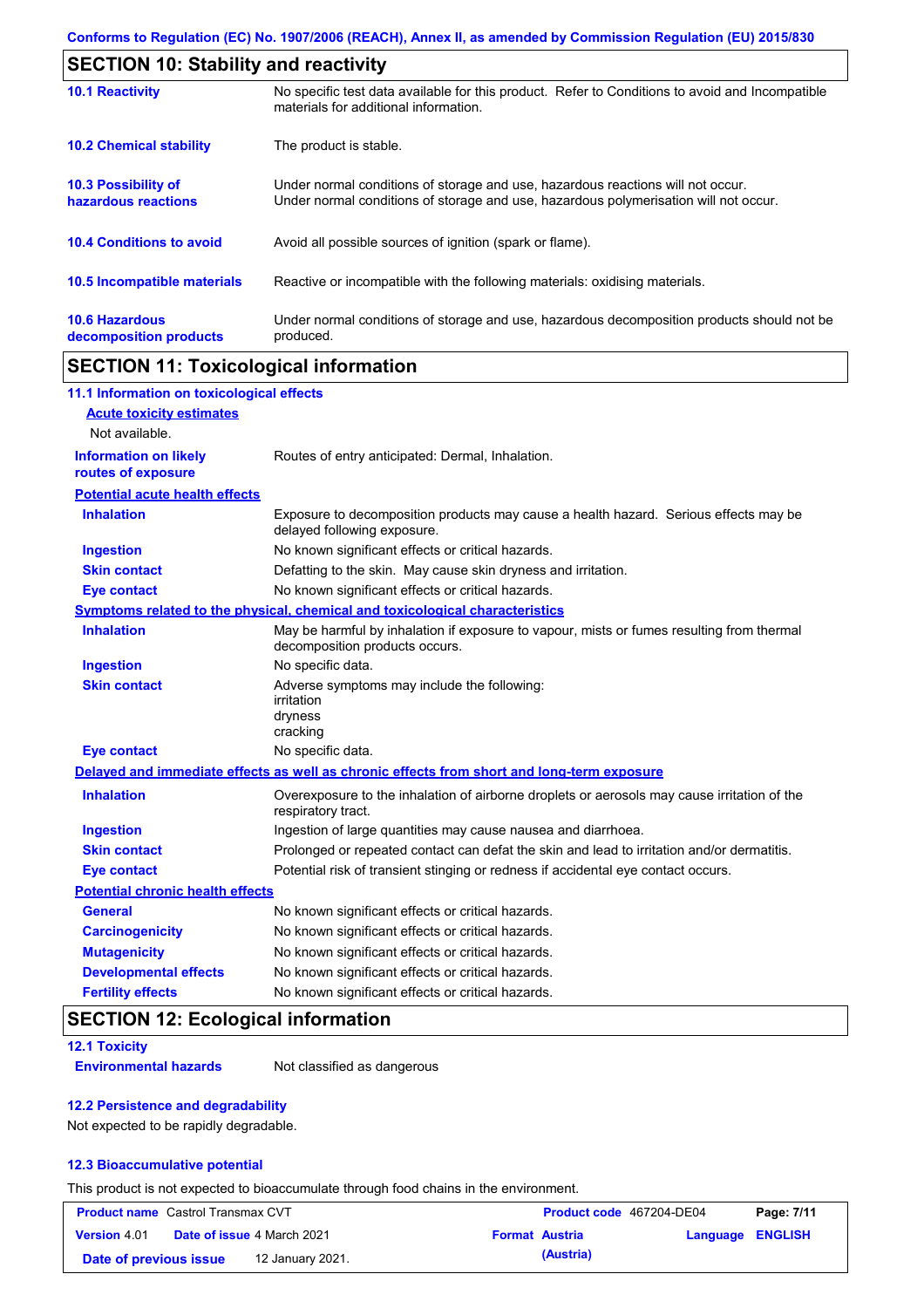## SECTION 10: Stability and reactivity

| | |
|---|---|
| **10.1 Reactivity** | No specific test data available for this product. Refer to Conditions to avoid and Incompatible materials for additional information. |
| **10.2 Chemical stability** | The product is stable. |
| **10.3 Possibility of hazardous reactions** | Under normal conditions of storage and use, hazardous reactions will not occur. Under normal conditions of storage and use, hazardous polymerisation will not occur. |
| **10.4 Conditions to avoid** | Avoid all possible sources of ignition (spark or flame). |
| **10.5 Incompatible materials** | Reactive or incompatible with the following materials: oxidising materials. |
| **10.6 Hazardous decomposition products** | Under normal conditions of storage and use, hazardous decomposition products should not be produced. |

## SECTION 11: Toxicological information

### 11.1 Information on toxicological effects

**Acute toxicity estimates**

Not available.

| | |
|---|---|
| **Information on likely routes of exposure** | Routes of entry anticipated: Dermal, Inhalation. |

**Potential acute health effects**

| | |
|---|---|
| **Inhalation** | Exposure to decomposition products may cause a health hazard. Serious effects may be delayed following exposure. |
| **Ingestion** | No known significant effects or critical hazards. |
| **Skin contact** | Defatting to the skin. May cause skin dryness and irritation. |
| **Eye contact** | No known significant effects or critical hazards. |

**Symptoms related to the physical, chemical and toxicological characteristics**

| | |
|---|---|
| **Inhalation** | May be harmful by inhalation if exposure to vapour, mists or fumes resulting from thermal decomposition products occurs. |
| **Ingestion** | No specific data. |
| **Skin contact** | Adverse symptoms may include the following:<br>irritation<br>dryness<br>cracking |
| **Eye contact** | No specific data. |

**Delayed and immediate effects as well as chronic effects from short and long-term exposure**

| | |
|---|---|
| **Inhalation** | Overexposure to the inhalation of airborne droplets or aerosols may cause irritation of the respiratory tract. |
| **Ingestion** | Ingestion of large quantities may cause nausea and diarrhoea. |
| **Skin contact** | Prolonged or repeated contact can defat the skin and lead to irritation and/or dermatitis. |
| **Eye contact** | Potential risk of transient stinging or redness if accidental eye contact occurs. |

**Potential chronic health effects**

| | |
|---|---|
| **General** | No known significant effects or critical hazards. |
| **Carcinogenicity** | No known significant effects or critical hazards. |
| **Mutagenicity** | No known significant effects or critical hazards. |
| **Developmental effects** | No known significant effects or critical hazards. |
| **Fertility effects** | No known significant effects or critical hazards. |

## SECTION 12: Ecological information

### 12.1 Toxicity

| | |
|---|---|
| **Environmental hazards** | Not classified as dangerous |

### 12.2 Persistence and degradability

Not expected to be rapidly degradable.

### 12.3 Bioaccumulative potential

This product is not expected to bioaccumulate through food chains in the environment.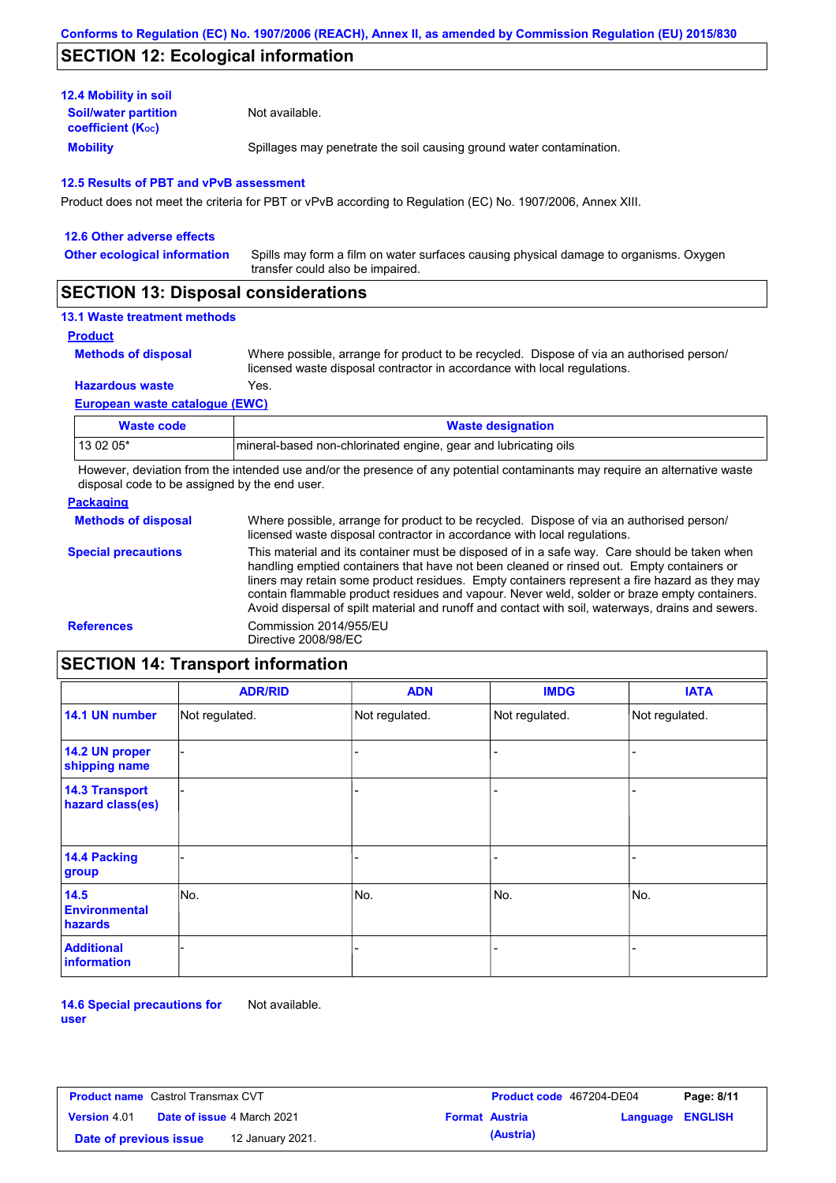## SECTION 12: Ecological information

### 12.4 Mobility in soil

**Soil/water partition coefficient ($K_{OC}$)**: Not available.

**Mobility**: Spillages may penetrate the soil causing ground water contamination.

### 12.5 Results of PBT and vPvB assessment

Product does not meet the criteria for PBT or vPvB according to Regulation (EC) No. 1907/2006, Annex XIII.

### 12.6 Other adverse effects

**Other ecological information**: Spills may form a film on water surfaces causing physical damage to organisms. Oxygen transfer could also be impaired.

## SECTION 13: Disposal considerations

### 13.1 Waste treatment methods

**Product**

**Methods of disposal**: Where possible, arrange for product to be recycled. Dispose of via an authorised person/ licensed waste disposal contractor in accordance with local regulations.

**Hazardous waste**: Yes.

**European waste catalogue (EWC)**

| Waste code | Waste designation |
|---|---|
| 13 02 05* | mineral-based non-chlorinated engine, gear and lubricating oils |

However, deviation from the intended use and/or the presence of any potential contaminants may require an alternative waste disposal code to be assigned by the end user.

**Packaging**

**Methods of disposal**: Where possible, arrange for product to be recycled. Dispose of via an authorised person/ licensed waste disposal contractor in accordance with local regulations.

**Special precautions**: This material and its container must be disposed of in a safe way. Care should be taken when handling emptied containers that have not been cleaned or rinsed out. Empty containers or liners may retain some product residues. Empty containers represent a fire hazard as they may contain flammable product residues and vapour. Never weld, solder or braze empty containers. Avoid dispersal of spilt material and runoff and contact with soil, waterways, drains and sewers.

**References**: Commission 2014/955/EU
Directive 2008/98/EC

## SECTION 14: Transport information

| | ADR/RID | ADN | IMDG | IATA |
|---|---|---|---|---|
| 14.1 UN number | Not regulated. | Not regulated. | Not regulated. | Not regulated. |
| 14.2 UN proper shipping name | - | - | - | - |
| 14.3 Transport hazard class(es) | - | - | - | - |
| 14.4 Packing group | - | - | - | - |
| 14.5 Environmental hazards | No. | No. | No. | No. |
| Additional information | - | - | - | - |

**14.6 Special precautions for user**: Not available.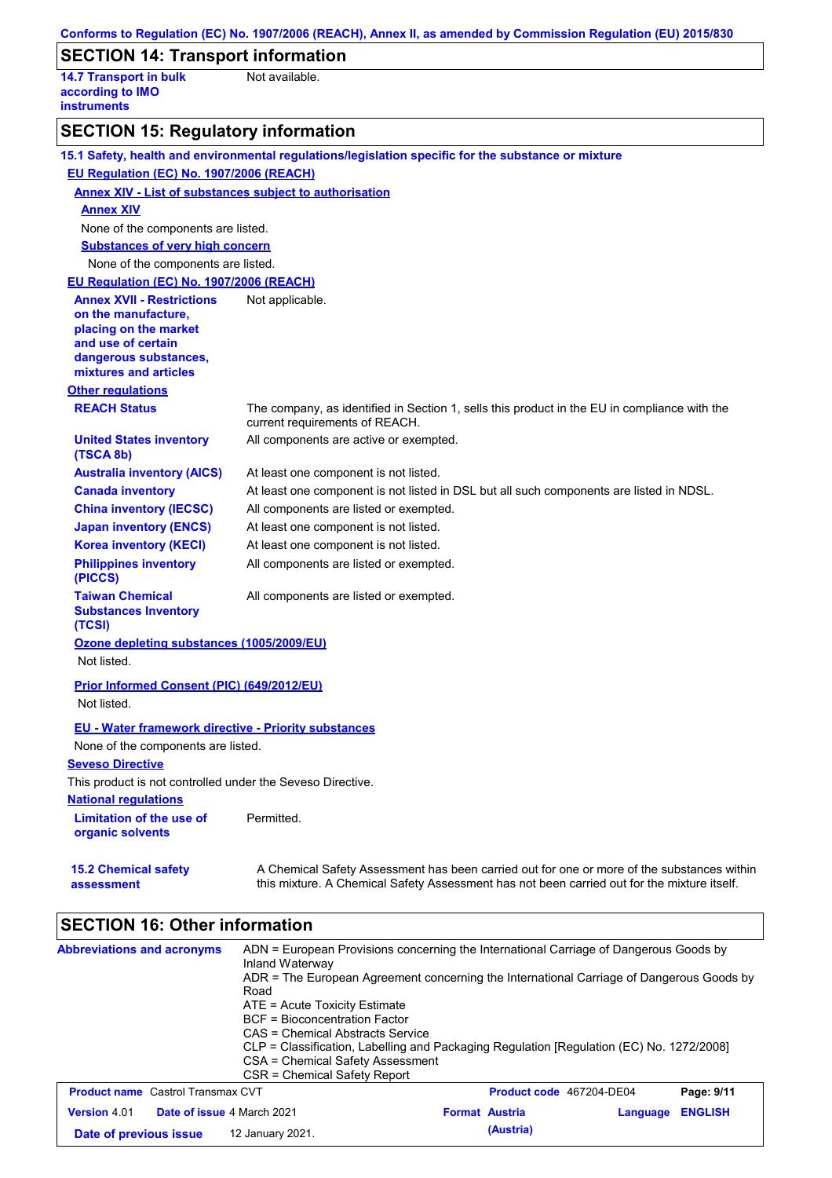## SECTION 14: Transport information

**14.7 Transport in bulk according to IMO instruments**: Not available.

## SECTION 15: Regulatory information

**15.1 Safety, health and environmental regulations/legislation specific for the substance or mixture**

**EU Regulation (EC) No. 1907/2006 (REACH)**

**Annex XIV - List of substances subject to authorisation**

**Annex XIV**

None of the components are listed.

**Substances of very high concern**

None of the components are listed.

**EU Regulation (EC) No. 1907/2006 (REACH)**

| | |
|---|---|
| **Annex XVII - Restrictions on the manufacture, placing on the market and use of certain dangerous substances, mixtures and articles** | Not applicable. |

**Other regulations**

| | |
|---|---|
| **REACH Status** | The company, as identified in Section 1, sells this product in the EU in compliance with the current requirements of REACH. |
| **United States inventory (TSCA 8b)** | All components are active or exempted. |
| **Australia inventory (AICS)** | At least one component is not listed. |
| **Canada inventory** | At least one component is not listed in DSL but all such components are listed in NDSL. |
| **China inventory (IECSC)** | All components are listed or exempted. |
| **Japan inventory (ENCS)** | At least one component is not listed. |
| **Korea inventory (KECI)** | At least one component is not listed. |
| **Philippines inventory (PICCS)** | All components are listed or exempted. |
| **Taiwan Chemical Substances Inventory (TCSI)** | All components are listed or exempted. |

**Ozone depleting substances (1005/2009/EU)**

Not listed.

**Prior Informed Consent (PIC) (649/2012/EU)**

Not listed.

**EU - Water framework directive - Priority substances**

None of the components are listed.

**Seveso Directive**

This product is not controlled under the Seveso Directive.

**National regulations**

| | |
|---|---|
| **Limitation of the use of organic solvents** | Permitted. |

| | |
|---|---|
| **15.2 Chemical safety assessment** | A Chemical Safety Assessment has been carried out for one or more of the substances within this mixture. A Chemical Safety Assessment has not been carried out for the mixture itself. |

## SECTION 16: Other information

**Abbreviations and acronyms**

ADN = European Provisions concerning the International Carriage of Dangerous Goods by Inland Waterway
ADR = The European Agreement concerning the International Carriage of Dangerous Goods by Road
ATE = Acute Toxicity Estimate
BCF = Bioconcentration Factor
CAS = Chemical Abstracts Service
CLP = Classification, Labelling and Packaging Regulation [Regulation (EC) No. 1272/2008]
CSA = Chemical Safety Assessment
CSR = Chemical Safety Report

| | | | |
|---|---|---|---|
| **Product name** Castrol Transmax CVT | | **Product code** 467204-DE04 | |
| **Version** 4.01 | **Date of issue** 4 March 2021 | **Format** Austria (Austria) | **Language** ENGLISH |
| **Date of previous issue** | 12 January 2021. | | |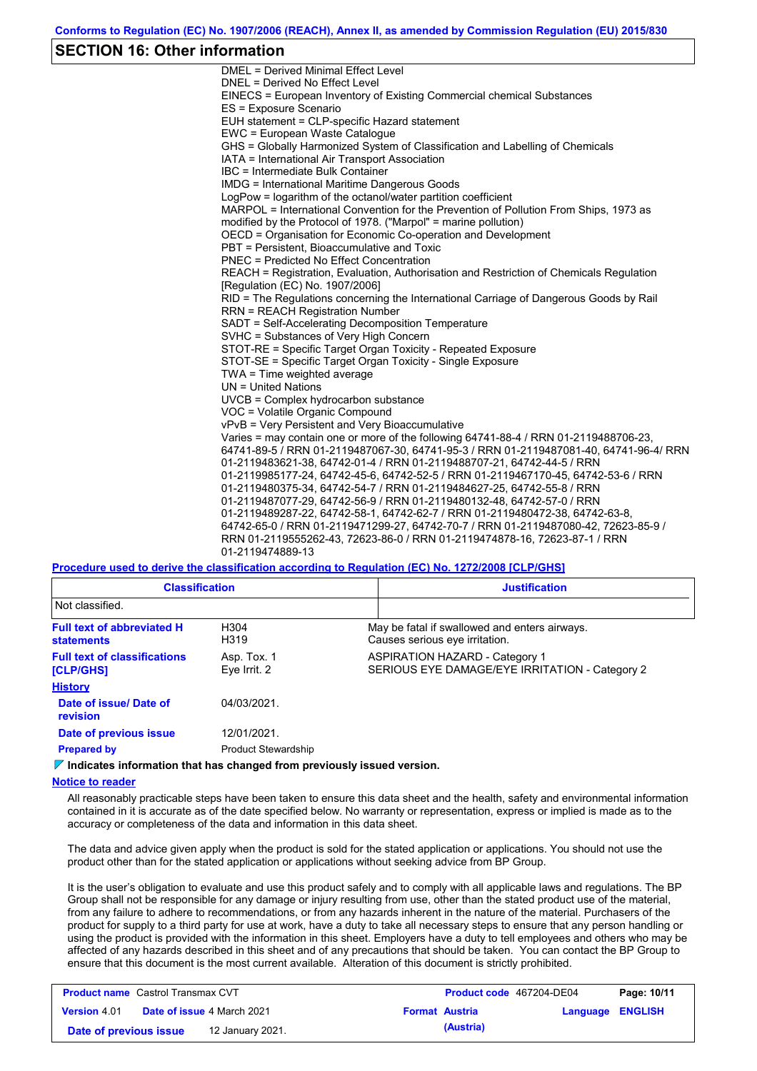## SECTION 16: Other information

DMEL = Derived Minimal Effect Level
DNEL = Derived No Effect Level
EINECS = European Inventory of Existing Commercial chemical Substances
ES = Exposure Scenario
EUH statement = CLP-specific Hazard statement
EWC = European Waste Catalogue
GHS = Globally Harmonized System of Classification and Labelling of Chemicals
IATA = International Air Transport Association
IBC = Intermediate Bulk Container
IMDG = International Maritime Dangerous Goods
LogPow = logarithm of the octanol/water partition coefficient
MARPOL = International Convention for the Prevention of Pollution From Ships, 1973 as modified by the Protocol of 1978. ("Marpol" = marine pollution)
OECD = Organisation for Economic Co-operation and Development
PBT = Persistent, Bioaccumulative and Toxic
PNEC = Predicted No Effect Concentration
REACH = Registration, Evaluation, Authorisation and Restriction of Chemicals Regulation [Regulation (EC) No. 1907/2006]
RID = The Regulations concerning the International Carriage of Dangerous Goods by Rail
RRN = REACH Registration Number
SADT = Self-Accelerating Decomposition Temperature
SVHC = Substances of Very High Concern
STOT-RE = Specific Target Organ Toxicity - Repeated Exposure
STOT-SE = Specific Target Organ Toxicity - Single Exposure
TWA = Time weighted average
UN = United Nations
UVCB = Complex hydrocarbon substance
VOC = Volatile Organic Compound
vPvB = Very Persistent and Very Bioaccumulative
Varies = may contain one or more of the following 64741-88-4 / RRN 01-2119488706-23, 64741-89-5 / RRN 01-2119487067-30, 64741-95-3 / RRN 01-2119487081-40, 64741-96-4/ RRN 01-2119483621-38, 64742-01-4 / RRN 01-2119488707-21, 64742-44-5 / RRN 01-2119985177-24, 64742-45-6, 64742-52-5 / RRN 01-2119467170-45, 64742-53-6 / RRN 01-2119480375-34, 64742-54-7 / RRN 01-2119484627-25, 64742-55-8 / RRN 01-2119487077-29, 64742-56-9 / RRN 01-2119480132-48, 64742-57-0 / RRN 01-2119489287-22, 64742-58-1, 64742-62-7 / RRN 01-2119480472-38, 64742-63-8, 64742-65-0 / RRN 01-2119471299-27, 64742-70-7 / RRN 01-2119487080-42, 72623-85-9 / RRN 01-2119555262-43, 72623-86-0 / RRN 01-2119474878-16, 72623-87-1 / RRN 01-2119474889-13

**Procedure used to derive the classification according to Regulation (EC) No. 1272/2008 [CLP/GHS]**

| Classification | Justification |
|---|---|
| Not classified. | |

**Full text of abbreviated H statements**

| | |
|---|---|
| H304 | May be fatal if swallowed and enters airways. |
| H319 | Causes serious eye irritation. |

**Full text of classifications [CLP/GHS]**

| | |
|---|---|
| Asp. Tox. 1 | ASPIRATION HAZARD - Category 1 |
| Eye Irrit. 2 | SERIOUS EYE DAMAGE/EYE IRRITATION - Category 2 |

**History**

**Date of issue/ Date of revision**: 04/03/2021.

**Date of previous issue**: 12/01/2021.

**Prepared by**: Product Stewardship

**Indicates information that has changed from previously issued version.**

**Notice to reader**

All reasonably practicable steps have been taken to ensure this data sheet and the health, safety and environmental information contained in it is accurate as of the date specified below. No warranty or representation, express or implied is made as to the accuracy or completeness of the data and information in this data sheet.

The data and advice given apply when the product is sold for the stated application or applications. You should not use the product other than for the stated application or applications without seeking advice from BP Group.

It is the user's obligation to evaluate and use this product safely and to comply with all applicable laws and regulations. The BP Group shall not be responsible for any damage or injury resulting from use, other than the stated product use of the material, from any failure to adhere to recommendations, or from any hazards inherent in the nature of the material. Purchasers of the product for supply to a third party for use at work, have a duty to take all necessary steps to ensure that any person handling or using the product is provided with the information in this sheet. Employers have a duty to tell employees and others who may be affected of any hazards described in this sheet and of any precautions that should be taken. You can contact the BP Group to ensure that this document is the most current available. Alteration of this document is strictly prohibited.